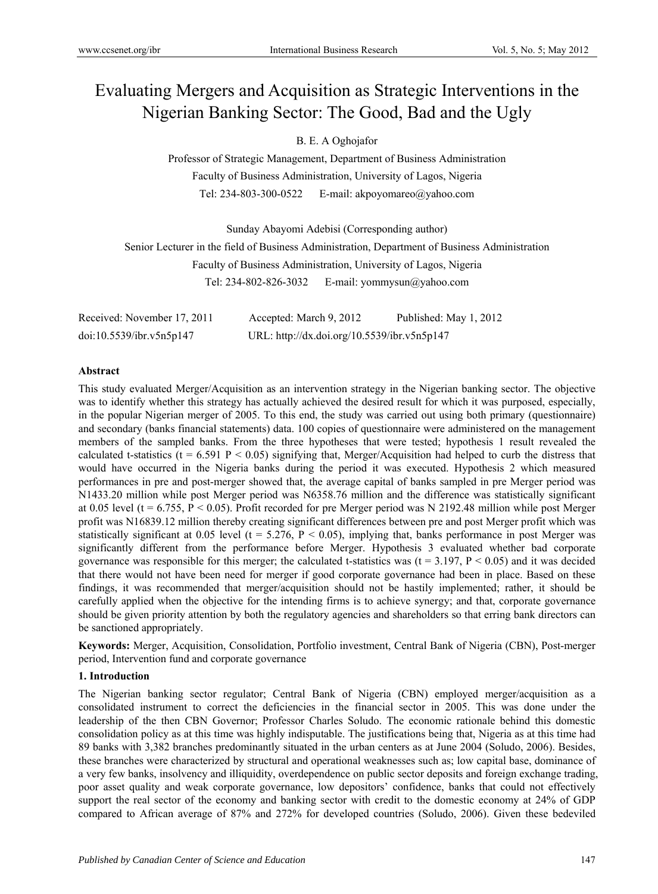# Evaluating Mergers and Acquisition as Strategic Interventions in the Nigerian Banking Sector: The Good, Bad and the Ugly

B. E. A Oghojafor

Professor of Strategic Management, Department of Business Administration

Faculty of Business Administration, University of Lagos, Nigeria

Tel: 234-803-300-0522 E-mail: akpoyomareo@yahoo.com

Sunday Abayomi Adebisi (Corresponding author)

Senior Lecturer in the field of Business Administration, Department of Business Administration

Faculty of Business Administration, University of Lagos, Nigeria

Tel: 234-802-826-3032 E-mail: yommysun@yahoo.com

Received: November 17, 2011 Accepted: March 9, 2012 Published: May 1, 2012

doi:10.5539/ibr.v5n5p147 URL: http://dx.doi.org/10.5539/ibr.v5n5p147

## Abstract

This study evaluated Merger/Acquisition as an intervention strategy in the Nigerian banking sector. The objective was to identify whether this strategy has actually achieved the desired result for which it was purposed, especially, in the popular Nigerian merger of 2005. To this end, the study was carried out using both primary (questionnaire) and secondary (banks financial statements) data. 100 copies of questionnaire were administered on the management members of the sampled banks. From the three hypotheses that were tested; hypothesis 1 result revealed the calculated t-statistics ($t = 6.591$ $P < 0.05$) signifying that, Merger/Acquisition had helped to curb the distress that would have occurred in the Nigeria banks during the period it was executed. Hypothesis 2 which measured performances in pre and post-merger showed that, the average capital of banks sampled in pre Merger period was N1433.20 million while post Merger period was N6358.76 million and the difference was statistically significant at 0.05 level ($t = 6.755$, $P < 0.05$). Profit recorded for pre Merger period was N 2192.48 million while post Merger profit was N16839.12 million thereby creating significant differences between pre and post Merger profit which was statistically significant at 0.05 level ($t = 5.276$, $P < 0.05$), implying that, banks performance in post Merger was significantly different from the performance before Merger. Hypothesis 3 evaluated whether bad corporate governance was responsible for this merger; the calculated t-statistics was ($t = 3.197$, $P < 0.05$) and it was decided that there would not have been need for merger if good corporate governance had been in place. Based on these findings, it was recommended that merger/acquisition should not be hastily implemented; rather, it should be carefully applied when the objective for the intending firms is to achieve synergy; and that, corporate governance should be given priority attention by both the regulatory agencies and shareholders so that erring bank directors can be sanctioned appropriately.

**Keywords:** Merger, Acquisition, Consolidation, Portfolio investment, Central Bank of Nigeria (CBN), Post-merger period, Intervention fund and corporate governance

## 1. Introduction

The Nigerian banking sector regulator; Central Bank of Nigeria (CBN) employed merger/acquisition as a consolidated instrument to correct the deficiencies in the financial sector in 2005. This was done under the leadership of the then CBN Governor; Professor Charles Soludo. The economic rationale behind this domestic consolidation policy as at this time was highly indisputable. The justifications being that, Nigeria as at this time had 89 banks with 3,382 branches predominantly situated in the urban centers as at June 2004 (Soludo, 2006). Besides, these branches were characterized by structural and operational weaknesses such as; low capital base, dominance of a very few banks, insolvency and illiquidity, overdependence on public sector deposits and foreign exchange trading, poor asset quality and weak corporate governance, low depositors' confidence, banks that could not effectively support the real sector of the economy and banking sector with credit to the domestic economy at 24% of GDP compared to African average of 87% and 272% for developed countries (Soludo, 2006). Given these bedeviled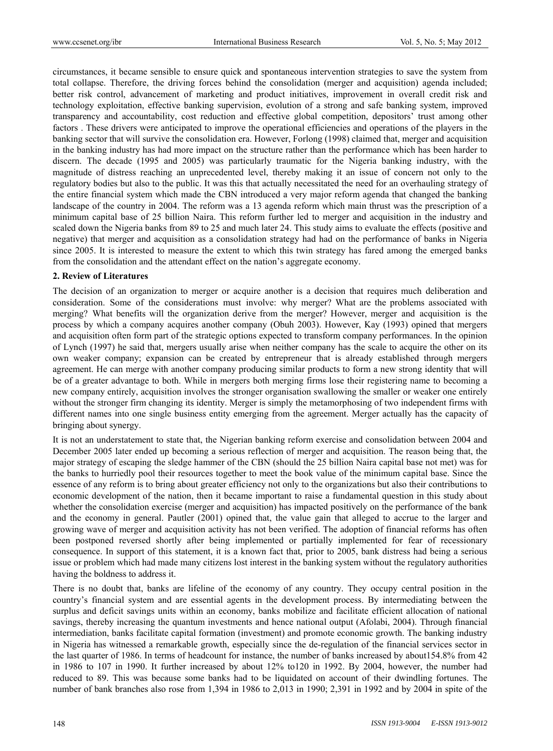circumstances, it became sensible to ensure quick and spontaneous intervention strategies to save the system from total collapse. Therefore, the driving forces behind the consolidation (merger and acquisition) agenda included; better risk control, advancement of marketing and product initiatives, improvement in overall credit risk and technology exploitation, effective banking supervision, evolution of a strong and safe banking system, improved transparency and accountability, cost reduction and effective global competition, depositors' trust among other factors . These drivers were anticipated to improve the operational efficiencies and operations of the players in the banking sector that will survive the consolidation era. However, Forlong (1998) claimed that, merger and acquisition in the banking industry has had more impact on the structure rather than the performance which has been harder to discern. The decade (1995 and 2005) was particularly traumatic for the Nigeria banking industry, with the magnitude of distress reaching an unprecedented level, thereby making it an issue of concern not only to the regulatory bodies but also to the public. It was this that actually necessitated the need for an overhauling strategy of the entire financial system which made the CBN introduced a very major reform agenda that changed the banking landscape of the country in 2004. The reform was a 13 agenda reform which main thrust was the prescription of a minimum capital base of 25 billion Naira. This reform further led to merger and acquisition in the industry and scaled down the Nigeria banks from 89 to 25 and much later 24. This study aims to evaluate the effects (positive and negative) that merger and acquisition as a consolidation strategy had had on the performance of banks in Nigeria since 2005. It is interested to measure the extent to which this twin strategy has fared among the emerged banks from the consolidation and the attendant effect on the nation's aggregate economy.

## 2. Review of Literatures

The decision of an organization to merger or acquire another is a decision that requires much deliberation and consideration. Some of the considerations must involve: why merger? What are the problems associated with merging? What benefits will the organization derive from the merger? However, merger and acquisition is the process by which a company acquires another company (Obuh 2003). However, Kay (1993) opined that mergers and acquisition often form part of the strategic options expected to transform company performances. In the opinion of Lynch (1997) he said that, mergers usually arise when neither company has the scale to acquire the other on its own weaker company; expansion can be created by entrepreneur that is already established through mergers agreement. He can merge with another company producing similar products to form a new strong identity that will be of a greater advantage to both. While in mergers both merging firms lose their registering name to becoming a new company entirely, acquisition involves the stronger organisation swallowing the smaller or weaker one entirely without the stronger firm changing its identity. Merger is simply the metamorphosing of two independent firms with different names into one single business entity emerging from the agreement. Merger actually has the capacity of bringing about synergy.

It is not an understatement to state that, the Nigerian banking reform exercise and consolidation between 2004 and December 2005 later ended up becoming a serious reflection of merger and acquisition. The reason being that, the major strategy of escaping the sledge hammer of the CBN (should the 25 billion Naira capital base not met) was for the banks to hurriedly pool their resources together to meet the book value of the minimum capital base. Since the essence of any reform is to bring about greater efficiency not only to the organizations but also their contributions to economic development of the nation, then it became important to raise a fundamental question in this study about whether the consolidation exercise (merger and acquisition) has impacted positively on the performance of the bank and the economy in general. Pautler (2001) opined that, the value gain that alleged to accrue to the larger and growing wave of merger and acquisition activity has not been verified. The adoption of financial reforms has often been postponed reversed shortly after being implemented or partially implemented for fear of recessionary consequence. In support of this statement, it is a known fact that, prior to 2005, bank distress had being a serious issue or problem which had made many citizens lost interest in the banking system without the regulatory authorities having the boldness to address it.

There is no doubt that, banks are lifeline of the economy of any country. They occupy central position in the country's financial system and are essential agents in the development process. By intermediating between the surplus and deficit savings units within an economy, banks mobilize and facilitate efficient allocation of national savings, thereby increasing the quantum investments and hence national output (Afolabi, 2004). Through financial intermediation, banks facilitate capital formation (investment) and promote economic growth. The banking industry in Nigeria has witnessed a remarkable growth, especially since the de-regulation of the financial services sector in the last quarter of 1986. In terms of headcount for instance, the number of banks increased by about154.8% from 42 in 1986 to 107 in 1990. It further increased by about 12% to120 in 1992. By 2004, however, the number had reduced to 89. This was because some banks had to be liquidated on account of their dwindling fortunes. The number of bank branches also rose from 1,394 in 1986 to 2,013 in 1990; 2,391 in 1992 and by 2004 in spite of the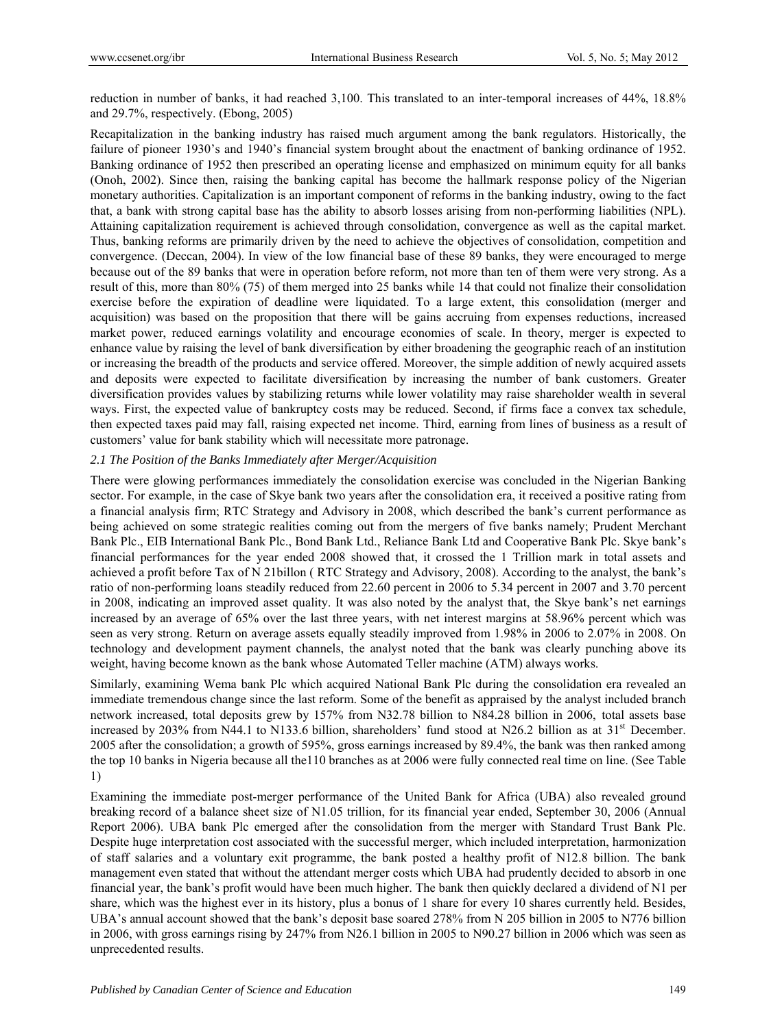reduction in number of banks, it had reached 3,100. This translated to an inter-temporal increases of 44%, 18.8% and 29.7%, respectively. (Ebong, 2005)

Recapitalization in the banking industry has raised much argument among the bank regulators. Historically, the failure of pioneer 1930's and 1940's financial system brought about the enactment of banking ordinance of 1952. Banking ordinance of 1952 then prescribed an operating license and emphasized on minimum equity for all banks (Onoh, 2002). Since then, raising the banking capital has become the hallmark response policy of the Nigerian monetary authorities. Capitalization is an important component of reforms in the banking industry, owing to the fact that, a bank with strong capital base has the ability to absorb losses arising from non-performing liabilities (NPL). Attaining capitalization requirement is achieved through consolidation, convergence as well as the capital market. Thus, banking reforms are primarily driven by the need to achieve the objectives of consolidation, competition and convergence. (Deccan, 2004). In view of the low financial base of these 89 banks, they were encouraged to merge because out of the 89 banks that were in operation before reform, not more than ten of them were very strong. As a result of this, more than 80% (75) of them merged into 25 banks while 14 that could not finalize their consolidation exercise before the expiration of deadline were liquidated. To a large extent, this consolidation (merger and acquisition) was based on the proposition that there will be gains accruing from expenses reductions, increased market power, reduced earnings volatility and encourage economies of scale. In theory, merger is expected to enhance value by raising the level of bank diversification by either broadening the geographic reach of an institution or increasing the breadth of the products and service offered. Moreover, the simple addition of newly acquired assets and deposits were expected to facilitate diversification by increasing the number of bank customers. Greater diversification provides values by stabilizing returns while lower volatility may raise shareholder wealth in several ways. First, the expected value of bankruptcy costs may be reduced. Second, if firms face a convex tax schedule, then expected taxes paid may fall, raising expected net income. Third, earning from lines of business as a result of customers' value for bank stability which will necessitate more patronage.

### *2.1 The Position of the Banks Immediately after Merger/Acquisition*

There were glowing performances immediately the consolidation exercise was concluded in the Nigerian Banking sector. For example, in the case of Skye bank two years after the consolidation era, it received a positive rating from a financial analysis firm; RTC Strategy and Advisory in 2008, which described the bank's current performance as being achieved on some strategic realities coming out from the mergers of five banks namely; Prudent Merchant Bank Plc., EIB International Bank Plc., Bond Bank Ltd., Reliance Bank Ltd and Cooperative Bank Plc. Skye bank's financial performances for the year ended 2008 showed that, it crossed the 1 Trillion mark in total assets and achieved a profit before Tax of N 21billon ( RTC Strategy and Advisory, 2008). According to the analyst, the bank's ratio of non-performing loans steadily reduced from 22.60 percent in 2006 to 5.34 percent in 2007 and 3.70 percent in 2008, indicating an improved asset quality. It was also noted by the analyst that, the Skye bank's net earnings increased by an average of 65% over the last three years, with net interest margins at 58.96% percent which was seen as very strong. Return on average assets equally steadily improved from 1.98% in 2006 to 2.07% in 2008. On technology and development payment channels, the analyst noted that the bank was clearly punching above its weight, having become known as the bank whose Automated Teller machine (ATM) always works.

Similarly, examining Wema bank Plc which acquired National Bank Plc during the consolidation era revealed an immediate tremendous change since the last reform. Some of the benefit as appraised by the analyst included branch network increased, total deposits grew by 157% from N32.78 billion to N84.28 billion in 2006, total assets base increased by 203% from N44.1 to N133.6 billion, shareholders' fund stood at N26.2 billion as at 31st December. 2005 after the consolidation; a growth of 595%, gross earnings increased by 89.4%, the bank was then ranked among the top 10 banks in Nigeria because all the110 branches as at 2006 were fully connected real time on line. (See Table 1)

Examining the immediate post-merger performance of the United Bank for Africa (UBA) also revealed ground breaking record of a balance sheet size of N1.05 trillion, for its financial year ended, September 30, 2006 (Annual Report 2006). UBA bank Plc emerged after the consolidation from the merger with Standard Trust Bank Plc. Despite huge interpretation cost associated with the successful merger, which included interpretation, harmonization of staff salaries and a voluntary exit programme, the bank posted a healthy profit of N12.8 billion. The bank management even stated that without the attendant merger costs which UBA had prudently decided to absorb in one financial year, the bank's profit would have been much higher. The bank then quickly declared a dividend of N1 per share, which was the highest ever in its history, plus a bonus of 1 share for every 10 shares currently held. Besides, UBA's annual account showed that the bank's deposit base soared 278% from N 205 billion in 2005 to N776 billion in 2006, with gross earnings rising by 247% from N26.1 billion in 2005 to N90.27 billion in 2006 which was seen as unprecedented results.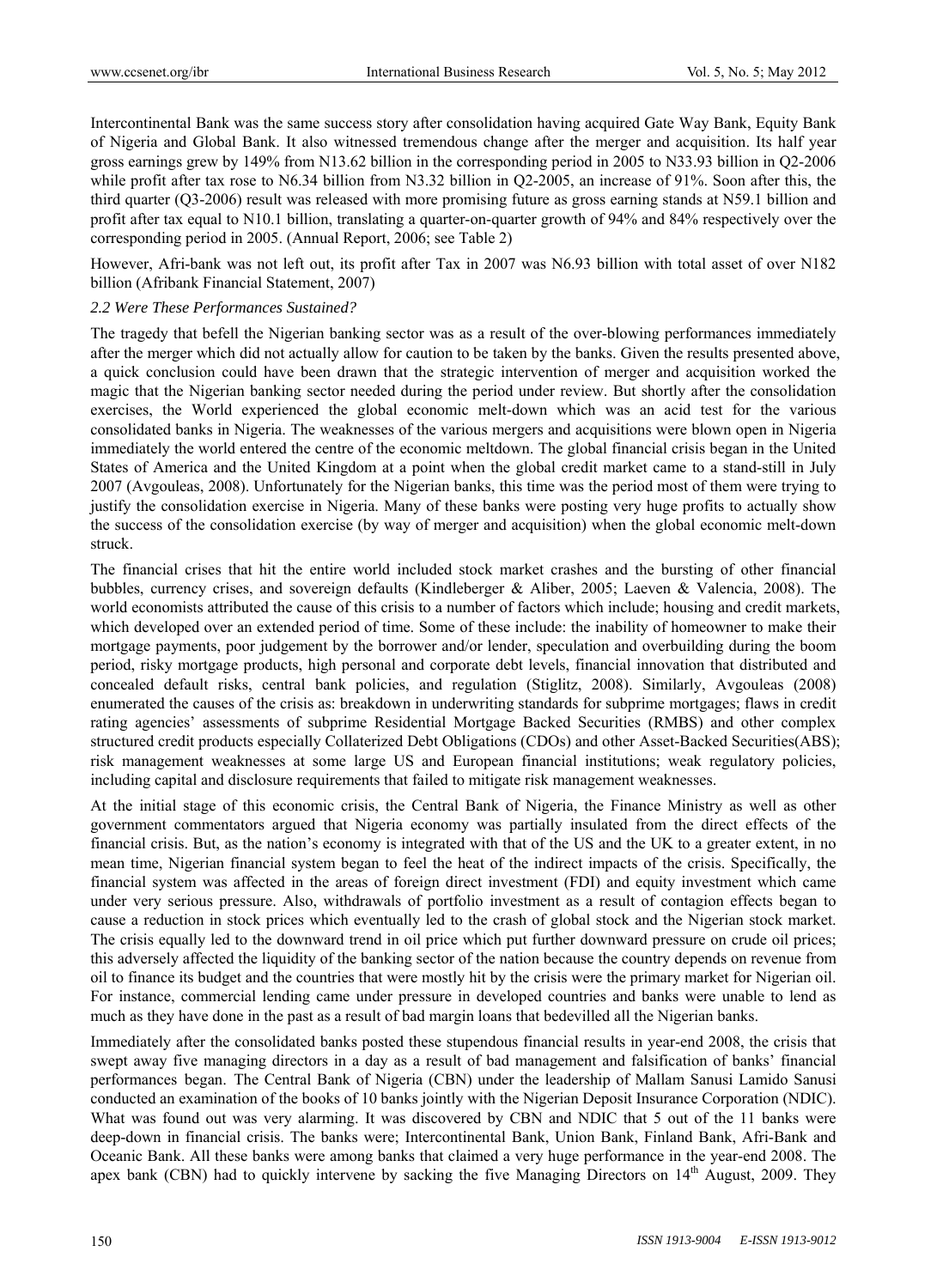Intercontinental Bank was the same success story after consolidation having acquired Gate Way Bank, Equity Bank of Nigeria and Global Bank. It also witnessed tremendous change after the merger and acquisition. Its half year gross earnings grew by 149% from N13.62 billion in the corresponding period in 2005 to N33.93 billion in Q2-2006 while profit after tax rose to N6.34 billion from N3.32 billion in Q2-2005, an increase of 91%. Soon after this, the third quarter (Q3-2006) result was released with more promising future as gross earning stands at N59.1 billion and profit after tax equal to N10.1 billion, translating a quarter-on-quarter growth of 94% and 84% respectively over the corresponding period in 2005. (Annual Report, 2006; see Table 2)

However, Afri-bank was not left out, its profit after Tax in 2007 was N6.93 billion with total asset of over N182 billion (Afribank Financial Statement, 2007)

### *2.2 Were These Performances Sustained?*

The tragedy that befell the Nigerian banking sector was as a result of the over-blowing performances immediately after the merger which did not actually allow for caution to be taken by the banks. Given the results presented above, a quick conclusion could have been drawn that the strategic intervention of merger and acquisition worked the magic that the Nigerian banking sector needed during the period under review. But shortly after the consolidation exercises, the World experienced the global economic melt-down which was an acid test for the various consolidated banks in Nigeria. The weaknesses of the various mergers and acquisitions were blown open in Nigeria immediately the world entered the centre of the economic meltdown. The global financial crisis began in the United States of America and the United Kingdom at a point when the global credit market came to a stand-still in July 2007 (Avgouleas, 2008). Unfortunately for the Nigerian banks, this time was the period most of them were trying to justify the consolidation exercise in Nigeria. Many of these banks were posting very huge profits to actually show the success of the consolidation exercise (by way of merger and acquisition) when the global economic melt-down struck.

The financial crises that hit the entire world included stock market crashes and the bursting of other financial bubbles, currency crises, and sovereign defaults (Kindleberger & Aliber, 2005; Laeven & Valencia, 2008). The world economists attributed the cause of this crisis to a number of factors which include; housing and credit markets, which developed over an extended period of time. Some of these include: the inability of homeowner to make their mortgage payments, poor judgement by the borrower and/or lender, speculation and overbuilding during the boom period, risky mortgage products, high personal and corporate debt levels, financial innovation that distributed and concealed default risks, central bank policies, and regulation (Stiglitz, 2008). Similarly, Avgouleas (2008) enumerated the causes of the crisis as: breakdown in underwriting standards for subprime mortgages; flaws in credit rating agencies' assessments of subprime Residential Mortgage Backed Securities (RMBS) and other complex structured credit products especially Collaterized Debt Obligations (CDOs) and other Asset-Backed Securities(ABS); risk management weaknesses at some large US and European financial institutions; weak regulatory policies, including capital and disclosure requirements that failed to mitigate risk management weaknesses.

At the initial stage of this economic crisis, the Central Bank of Nigeria, the Finance Ministry as well as other government commentators argued that Nigeria economy was partially insulated from the direct effects of the financial crisis. But, as the nation's economy is integrated with that of the US and the UK to a greater extent, in no mean time, Nigerian financial system began to feel the heat of the indirect impacts of the crisis. Specifically, the financial system was affected in the areas of foreign direct investment (FDI) and equity investment which came under very serious pressure. Also, withdrawals of portfolio investment as a result of contagion effects began to cause a reduction in stock prices which eventually led to the crash of global stock and the Nigerian stock market. The crisis equally led to the downward trend in oil price which put further downward pressure on crude oil prices; this adversely affected the liquidity of the banking sector of the nation because the country depends on revenue from oil to finance its budget and the countries that were mostly hit by the crisis were the primary market for Nigerian oil. For instance, commercial lending came under pressure in developed countries and banks were unable to lend as much as they have done in the past as a result of bad margin loans that bedevilled all the Nigerian banks.

Immediately after the consolidated banks posted these stupendous financial results in year-end 2008, the crisis that swept away five managing directors in a day as a result of bad management and falsification of banks' financial performances began. The Central Bank of Nigeria (CBN) under the leadership of Mallam Sanusi Lamido Sanusi conducted an examination of the books of 10 banks jointly with the Nigerian Deposit Insurance Corporation (NDIC). What was found out was very alarming. It was discovered by CBN and NDIC that 5 out of the 11 banks were deep-down in financial crisis. The banks were; Intercontinental Bank, Union Bank, Finland Bank, Afri-Bank and Oceanic Bank. All these banks were among banks that claimed a very huge performance in the year-end 2008. The apex bank (CBN) had to quickly intervene by sacking the five Managing Directors on 14th August, 2009. They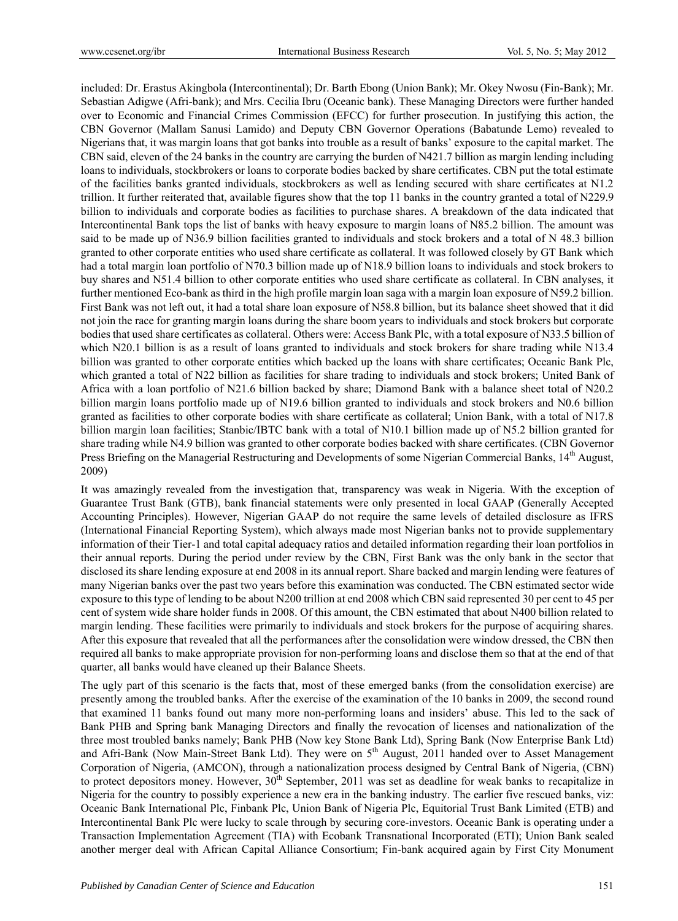included: Dr. Erastus Akingbola (Intercontinental); Dr. Barth Ebong (Union Bank); Mr. Okey Nwosu (Fin-Bank); Mr. Sebastian Adigwe (Afri-bank); and Mrs. Cecilia Ibru (Oceanic bank). These Managing Directors were further handed over to Economic and Financial Crimes Commission (EFCC) for further prosecution. In justifying this action, the CBN Governor (Mallam Sanusi Lamido) and Deputy CBN Governor Operations (Babatunde Lemo) revealed to Nigerians that, it was margin loans that got banks into trouble as a result of banks' exposure to the capital market. The CBN said, eleven of the 24 banks in the country are carrying the burden of N421.7 billion as margin lending including loans to individuals, stockbrokers or loans to corporate bodies backed by share certificates. CBN put the total estimate of the facilities banks granted individuals, stockbrokers as well as lending secured with share certificates at N1.2 trillion. It further reiterated that, available figures show that the top 11 banks in the country granted a total of N229.9 billion to individuals and corporate bodies as facilities to purchase shares. A breakdown of the data indicated that Intercontinental Bank tops the list of banks with heavy exposure to margin loans of N85.2 billion. The amount was said to be made up of N36.9 billion facilities granted to individuals and stock brokers and a total of N 48.3 billion granted to other corporate entities who used share certificate as collateral. It was followed closely by GT Bank which had a total margin loan portfolio of N70.3 billion made up of N18.9 billion loans to individuals and stock brokers to buy shares and N51.4 billion to other corporate entities who used share certificate as collateral. In CBN analyses, it further mentioned Eco-bank as third in the high profile margin loan saga with a margin loan exposure of N59.2 billion. First Bank was not left out, it had a total share loan exposure of N58.8 billion, but its balance sheet showed that it did not join the race for granting margin loans during the share boom years to individuals and stock brokers but corporate bodies that used share certificates as collateral. Others were: Access Bank Plc, with a total exposure of N33.5 billion of which N20.1 billion is as a result of loans granted to individuals and stock brokers for share trading while N13.4 billion was granted to other corporate entities which backed up the loans with share certificates; Oceanic Bank Plc, which granted a total of N22 billion as facilities for share trading to individuals and stock brokers; United Bank of Africa with a loan portfolio of N21.6 billion backed by share; Diamond Bank with a balance sheet total of N20.2 billion margin loans portfolio made up of N19.6 billion granted to individuals and stock brokers and N0.6 billion granted as facilities to other corporate bodies with share certificate as collateral; Union Bank, with a total of N17.8 billion margin loan facilities; Stanbic/IBTC bank with a total of N10.1 billion made up of N5.2 billion granted for share trading while N4.9 billion was granted to other corporate bodies backed with share certificates. (CBN Governor Press Briefing on the Managerial Restructuring and Developments of some Nigerian Commercial Banks, 14th August, 2009)

It was amazingly revealed from the investigation that, transparency was weak in Nigeria. With the exception of Guarantee Trust Bank (GTB), bank financial statements were only presented in local GAAP (Generally Accepted Accounting Principles). However, Nigerian GAAP do not require the same levels of detailed disclosure as IFRS (International Financial Reporting System), which always made most Nigerian banks not to provide supplementary information of their Tier-1 and total capital adequacy ratios and detailed information regarding their loan portfolios in their annual reports. During the period under review by the CBN, First Bank was the only bank in the sector that disclosed its share lending exposure at end 2008 in its annual report. Share backed and margin lending were features of many Nigerian banks over the past two years before this examination was conducted. The CBN estimated sector wide exposure to this type of lending to be about N200 trillion at end 2008 which CBN said represented 30 per cent to 45 per cent of system wide share holder funds in 2008. Of this amount, the CBN estimated that about N400 billion related to margin lending. These facilities were primarily to individuals and stock brokers for the purpose of acquiring shares. After this exposure that revealed that all the performances after the consolidation were window dressed, the CBN then required all banks to make appropriate provision for non-performing loans and disclose them so that at the end of that quarter, all banks would have cleaned up their Balance Sheets.

The ugly part of this scenario is the facts that, most of these emerged banks (from the consolidation exercise) are presently among the troubled banks. After the exercise of the examination of the 10 banks in 2009, the second round that examined 11 banks found out many more non-performing loans and insiders' abuse. This led to the sack of Bank PHB and Spring bank Managing Directors and finally the revocation of licenses and nationalization of the three most troubled banks namely; Bank PHB (Now key Stone Bank Ltd), Spring Bank (Now Enterprise Bank Ltd) and Afri-Bank (Now Main-Street Bank Ltd). They were on 5th August, 2011 handed over to Asset Management Corporation of Nigeria, (AMCON), through a nationalization process designed by Central Bank of Nigeria, (CBN) to protect depositors money. However, 30th September, 2011 was set as deadline for weak banks to recapitalize in Nigeria for the country to possibly experience a new era in the banking industry. The earlier five rescued banks, viz: Oceanic Bank International Plc, Finbank Plc, Union Bank of Nigeria Plc, Equitorial Trust Bank Limited (ETB) and Intercontinental Bank Plc were lucky to scale through by securing core-investors. Oceanic Bank is operating under a Transaction Implementation Agreement (TIA) with Ecobank Transnational Incorporated (ETI); Union Bank sealed another merger deal with African Capital Alliance Consortium; Fin-bank acquired again by First City Monument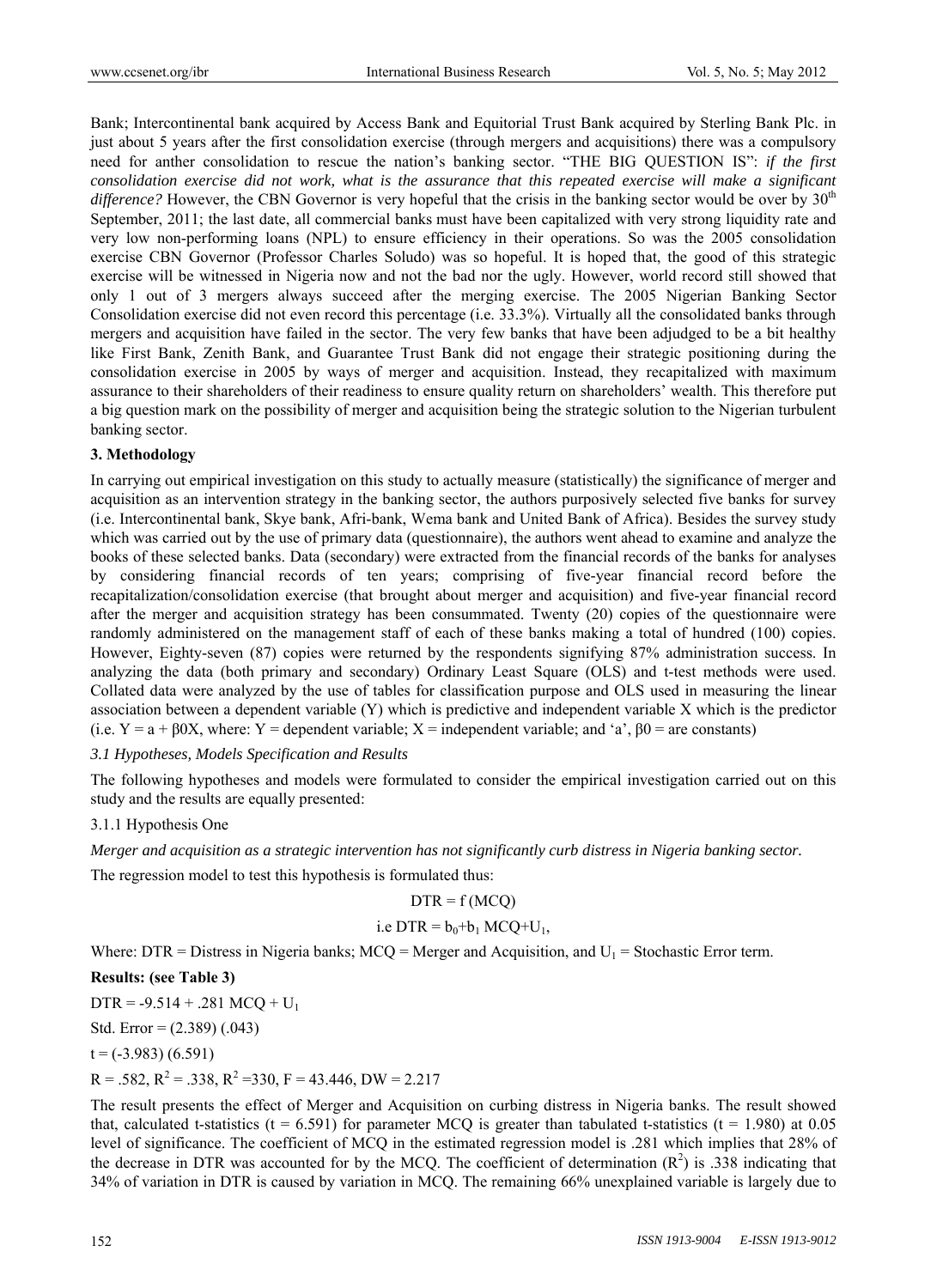Bank; Intercontinental bank acquired by Access Bank and Equitorial Trust Bank acquired by Sterling Bank Plc. in just about 5 years after the first consolidation exercise (through mergers and acquisitions) there was a compulsory need for anther consolidation to rescue the nation's banking sector. "THE BIG QUESTION IS": *if the first consolidation exercise did not work, what is the assurance that this repeated exercise will make a significant difference?* However, the CBN Governor is very hopeful that the crisis in the banking sector would be over by 30th September, 2011; the last date, all commercial banks must have been capitalized with very strong liquidity rate and very low non-performing loans (NPL) to ensure efficiency in their operations. So was the 2005 consolidation exercise CBN Governor (Professor Charles Soludo) was so hopeful. It is hoped that, the good of this strategic exercise will be witnessed in Nigeria now and not the bad nor the ugly. However, world record still showed that only 1 out of 3 mergers always succeed after the merging exercise. The 2005 Nigerian Banking Sector Consolidation exercise did not even record this percentage (i.e. 33.3%). Virtually all the consolidated banks through mergers and acquisition have failed in the sector. The very few banks that have been adjudged to be a bit healthy like First Bank, Zenith Bank, and Guarantee Trust Bank did not engage their strategic positioning during the consolidation exercise in 2005 by ways of merger and acquisition. Instead, they recapitalized with maximum assurance to their shareholders of their readiness to ensure quality return on shareholders' wealth. This therefore put a big question mark on the possibility of merger and acquisition being the strategic solution to the Nigerian turbulent banking sector.

## 3. Methodology

In carrying out empirical investigation on this study to actually measure (statistically) the significance of merger and acquisition as an intervention strategy in the banking sector, the authors purposively selected five banks for survey (i.e. Intercontinental bank, Skye bank, Afri-bank, Wema bank and United Bank of Africa). Besides the survey study which was carried out by the use of primary data (questionnaire), the authors went ahead to examine and analyze the books of these selected banks. Data (secondary) were extracted from the financial records of the banks for analyses by considering financial records of ten years; comprising of five-year financial record before the recapitalization/consolidation exercise (that brought about merger and acquisition) and five-year financial record after the merger and acquisition strategy has been consummated. Twenty (20) copies of the questionnaire were randomly administered on the management staff of each of these banks making a total of hundred (100) copies. However, Eighty-seven (87) copies were returned by the respondents signifying 87% administration success. In analyzing the data (both primary and secondary) Ordinary Least Square (OLS) and t-test methods were used. Collated data were analyzed by the use of tables for classification purpose and OLS used in measuring the linear association between a dependent variable (Y) which is predictive and independent variable X which is the predictor (i.e. $Y = a + \beta 0X$, where: Y = dependent variable; X = independent variable; and 'a', $\beta 0$ = are constants)

### *3.1 Hypotheses, Models Specification and Results*

The following hypotheses and models were formulated to consider the empirical investigation carried out on this study and the results are equally presented:

#### 3.1.1 Hypothesis One

*Merger and acquisition as a strategic intervention has not significantly curb distress in Nigeria banking sector.*

The regression model to test this hypothesis is formulated thus:

$$DTR = f\,(MCQ)$$

$$\text{i.e } DTR = b_0 + b_1\, MCQ + U_1,$$

Where: DTR = Distress in Nigeria banks; MCQ = Merger and Acquisition, and $U_1$ = Stochastic Error term.

**Results: (see Table 3)**

$DTR = -9.514 + .281\ MCQ + U_1$

Std. Error = (2.389) (.043)

t = (-3.983) (6.591)

R = .582, $R^2$ = .338, $R^2$ =330, F = 43.446, DW = 2.217

The result presents the effect of Merger and Acquisition on curbing distress in Nigeria banks. The result showed that, calculated t-statistics (t = 6.591) for parameter MCQ is greater than tabulated t-statistics (t = 1.980) at 0.05 level of significance. The coefficient of MCQ in the estimated regression model is .281 which implies that 28% of the decrease in DTR was accounted for by the MCQ. The coefficient of determination ($R^2$) is .338 indicating that 34% of variation in DTR is caused by variation in MCQ. The remaining 66% unexplained variable is largely due to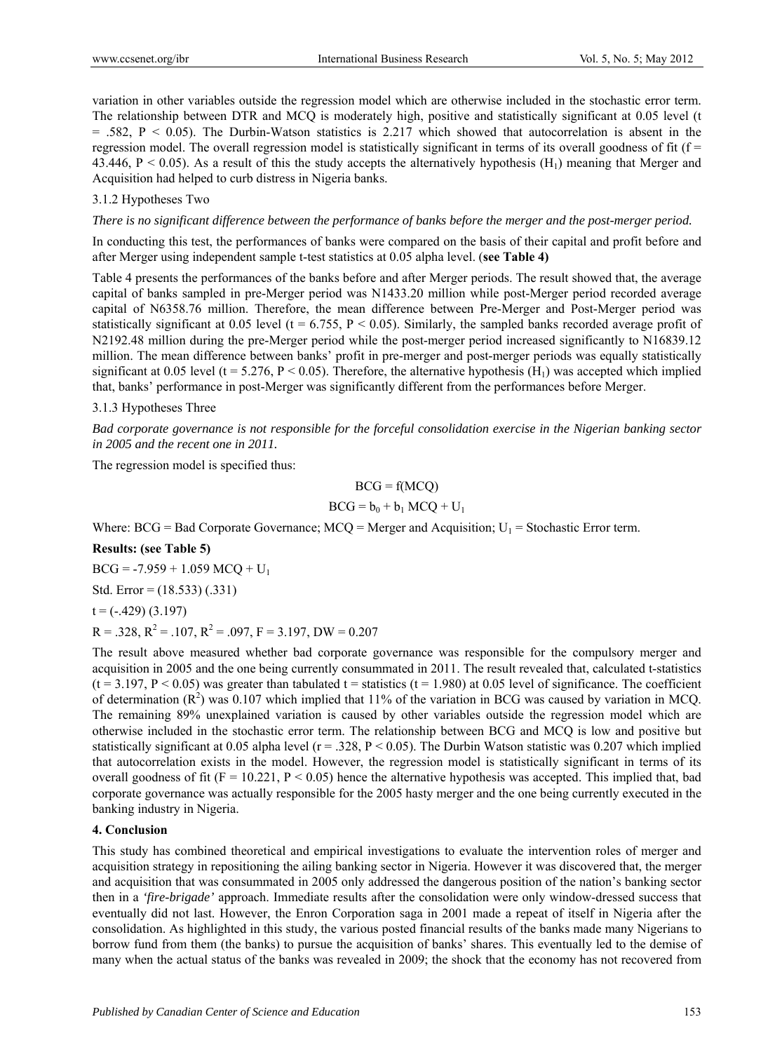variation in other variables outside the regression model which are otherwise included in the stochastic error term. The relationship between DTR and MCQ is moderately high, positive and statistically significant at 0.05 level ($t = .582$, $P < 0.05$). The Durbin-Watson statistics is 2.217 which showed that autocorrelation is absent in the regression model. The overall regression model is statistically significant in terms of its overall goodness of fit ($f = 43.446$, $P < 0.05$). As a result of this the study accepts the alternatively hypothesis ($H_1$) meaning that Merger and Acquisition had helped to curb distress in Nigeria banks.

3.1.2 Hypotheses Two

*There is no significant difference between the performance of banks before the merger and the post-merger period.*

In conducting this test, the performances of banks were compared on the basis of their capital and profit before and after Merger using independent sample t-test statistics at 0.05 alpha level. (**see Table 4)**

Table 4 presents the performances of the banks before and after Merger periods. The result showed that, the average capital of banks sampled in pre-Merger period was N1433.20 million while post-Merger period recorded average capital of N6358.76 million. Therefore, the mean difference between Pre-Merger and Post-Merger period was statistically significant at 0.05 level ($t = 6.755$, $P < 0.05$). Similarly, the sampled banks recorded average profit of N2192.48 million during the pre-Merger period while the post-merger period increased significantly to N16839.12 million. The mean difference between banks' profit in pre-merger and post-merger periods was equally statistically significant at 0.05 level ($t = 5.276$, $P < 0.05$). Therefore, the alternative hypothesis ($H_1$) was accepted which implied that, banks' performance in post-Merger was significantly different from the performances before Merger.

3.1.3 Hypotheses Three

*Bad corporate governance is not responsible for the forceful consolidation exercise in the Nigerian banking sector in 2005 and the recent one in 2011.*

The regression model is specified thus:

$$BCG = f(MCQ)$$

$$BCG = b_0 + b_1 \, MCQ + U_1$$

Where: BCG = Bad Corporate Governance; MCQ = Merger and Acquisition; $U_1$ = Stochastic Error term.

**Results: (see Table 5)**

$BCG = -7.959 + 1.059 \, MCQ + U_1$

Std. Error = (18.533) (.331)

t = (-.429) (3.197)

$R = .328$, $R^2 = .107$, $R^2 = .097$, $F = 3.197$, $DW = 0.207$

The result above measured whether bad corporate governance was responsible for the compulsory merger and acquisition in 2005 and the one being currently consummated in 2011. The result revealed that, calculated t-statistics ($t = 3.197$, $P < 0.05$) was greater than tabulated t = statistics ($t = 1.980$) at 0.05 level of significance. The coefficient of determination ($R^2$) was 0.107 which implied that 11% of the variation in BCG was caused by variation in MCQ. The remaining 89% unexplained variation is caused by other variables outside the regression model which are otherwise included in the stochastic error term. The relationship between BCG and MCQ is low and positive but statistically significant at 0.05 alpha level ($r = .328$, $P < 0.05$). The Durbin Watson statistic was 0.207 which implied that autocorrelation exists in the model. However, the regression model is statistically significant in terms of its overall goodness of fit ($F = 10.221$, $P < 0.05$) hence the alternative hypothesis was accepted. This implied that, bad corporate governance was actually responsible for the 2005 hasty merger and the one being currently executed in the banking industry in Nigeria.

## 4. Conclusion

This study has combined theoretical and empirical investigations to evaluate the intervention roles of merger and acquisition strategy in repositioning the ailing banking sector in Nigeria. However it was discovered that, the merger and acquisition that was consummated in 2005 only addressed the dangerous position of the nation's banking sector then in a *'fire-brigade'* approach. Immediate results after the consolidation were only window-dressed success that eventually did not last. However, the Enron Corporation saga in 2001 made a repeat of itself in Nigeria after the consolidation. As highlighted in this study, the various posted financial results of the banks made many Nigerians to borrow fund from them (the banks) to pursue the acquisition of banks' shares. This eventually led to the demise of many when the actual status of the banks was revealed in 2009; the shock that the economy has not recovered from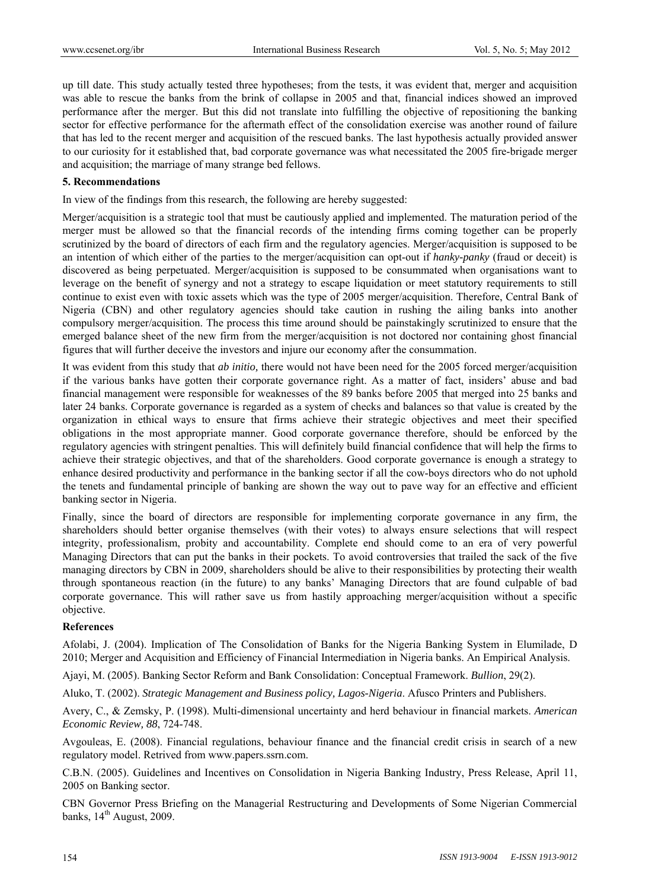up till date. This study actually tested three hypotheses; from the tests, it was evident that, merger and acquisition was able to rescue the banks from the brink of collapse in 2005 and that, financial indices showed an improved performance after the merger. But this did not translate into fulfilling the objective of repositioning the banking sector for effective performance for the aftermath effect of the consolidation exercise was another round of failure that has led to the recent merger and acquisition of the rescued banks. The last hypothesis actually provided answer to our curiosity for it established that, bad corporate governance was what necessitated the 2005 fire-brigade merger and acquisition; the marriage of many strange bed fellows.

## 5. Recommendations

In view of the findings from this research, the following are hereby suggested:

Merger/acquisition is a strategic tool that must be cautiously applied and implemented. The maturation period of the merger must be allowed so that the financial records of the intending firms coming together can be properly scrutinized by the board of directors of each firm and the regulatory agencies. Merger/acquisition is supposed to be an intention of which either of the parties to the merger/acquisition can opt-out if *hanky-panky* (fraud or deceit) is discovered as being perpetuated. Merger/acquisition is supposed to be consummated when organisations want to leverage on the benefit of synergy and not a strategy to escape liquidation or meet statutory requirements to still continue to exist even with toxic assets which was the type of 2005 merger/acquisition. Therefore, Central Bank of Nigeria (CBN) and other regulatory agencies should take caution in rushing the ailing banks into another compulsory merger/acquisition. The process this time around should be painstakingly scrutinized to ensure that the emerged balance sheet of the new firm from the merger/acquisition is not doctored nor containing ghost financial figures that will further deceive the investors and injure our economy after the consummation.

It was evident from this study that *ab initio,* there would not have been need for the 2005 forced merger/acquisition if the various banks have gotten their corporate governance right. As a matter of fact, insiders' abuse and bad financial management were responsible for weaknesses of the 89 banks before 2005 that merged into 25 banks and later 24 banks. Corporate governance is regarded as a system of checks and balances so that value is created by the organization in ethical ways to ensure that firms achieve their strategic objectives and meet their specified obligations in the most appropriate manner. Good corporate governance therefore, should be enforced by the regulatory agencies with stringent penalties. This will definitely build financial confidence that will help the firms to achieve their strategic objectives, and that of the shareholders. Good corporate governance is enough a strategy to enhance desired productivity and performance in the banking sector if all the cow-boys directors who do not uphold the tenets and fundamental principle of banking are shown the way out to pave way for an effective and efficient banking sector in Nigeria.

Finally, since the board of directors are responsible for implementing corporate governance in any firm, the shareholders should better organise themselves (with their votes) to always ensure selections that will respect integrity, professionalism, probity and accountability. Complete end should come to an era of very powerful Managing Directors that can put the banks in their pockets. To avoid controversies that trailed the sack of the five managing directors by CBN in 2009, shareholders should be alive to their responsibilities by protecting their wealth through spontaneous reaction (in the future) to any banks' Managing Directors that are found culpable of bad corporate governance. This will rather save us from hastily approaching merger/acquisition without a specific objective.

## References

Afolabi, J. (2004). Implication of The Consolidation of Banks for the Nigeria Banking System in Elumilade, D 2010; Merger and Acquisition and Efficiency of Financial Intermediation in Nigeria banks. An Empirical Analysis.

Ajayi, M. (2005). Banking Sector Reform and Bank Consolidation: Conceptual Framework. *Bullion*, 29(2).

Aluko, T. (2002). *Strategic Management and Business policy, Lagos-Nigeria*. Afusco Printers and Publishers.

Avery, C., & Zemsky, P. (1998). Multi-dimensional uncertainty and herd behaviour in financial markets. *American Economic Review, 88*, 724-748.

Avgouleas, E. (2008). Financial regulations, behaviour finance and the financial credit crisis in search of a new regulatory model. Retrived from www.papers.ssrn.com.

C.B.N. (2005). Guidelines and Incentives on Consolidation in Nigeria Banking Industry, Press Release, April 11, 2005 on Banking sector.

CBN Governor Press Briefing on the Managerial Restructuring and Developments of Some Nigerian Commercial banks, 14th August, 2009.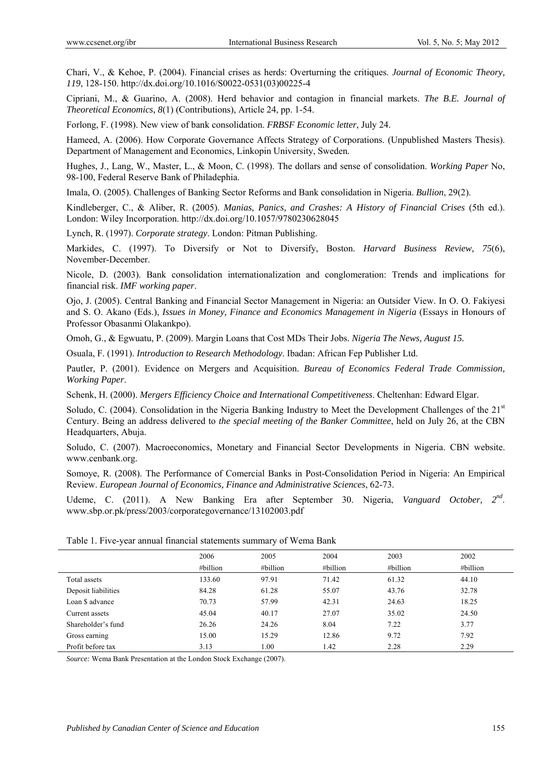Chari, V., & Kehoe, P. (2004). Financial crises as herds: Overturning the critiques. *Journal of Economic Theory, 119*, 128-150. http://dx.doi.org/10.1016/S0022-0531(03)00225-4

Cipriani, M., & Guarino, A. (2008). Herd behavior and contagion in financial markets. *The B.E. Journal of Theoretical Economics*, *8*(1) (Contributions), Article 24, pp. 1-54.

Forlong, F. (1998). New view of bank consolidation. *FRBSF Economic letter*, July 24.

Hameed, A. (2006). How Corporate Governance Affects Strategy of Corporations. (Unpublished Masters Thesis). Department of Management and Economics, Linkopin University, Sweden.

Hughes, J., Lang, W., Master, L., & Moon, C. (1998). The dollars and sense of consolidation. *Working Paper* No, 98-100, Federal Reserve Bank of Philadephia.

Imala, O. (2005). Challenges of Banking Sector Reforms and Bank consolidation in Nigeria. *Bullion*, 29(2).

Kindleberger, C., & Aliber, R. (2005). *Manias, Panics, and Crashes: A History of Financial Crises* (5th ed.). London: Wiley Incorporation. http://dx.doi.org/10.1057/9780230628045

Lynch, R. (1997). *Corporate strategy*. London: Pitman Publishing.

Markides, C. (1997). To Diversify or Not to Diversify, Boston. *Harvard Business Review, 75*(6), November-December.

Nicole, D. (2003). Bank consolidation internationalization and conglomeration: Trends and implications for financial risk. *IMF working paper*.

Ojo, J. (2005). Central Banking and Financial Sector Management in Nigeria: an Outsider View. In O. O. Fakiyesi and S. O. Akano (Eds.), *Issues in Money, Finance and Economics Management in Nigeria* (Essays in Honours of Professor Obasanmi Olakankpo).

Omoh, G., & Egwuatu, P. (2009). Margin Loans that Cost MDs Their Jobs. *Nigeria The News, August 15.*

Osuala, F. (1991). *Introduction to Research Methodology*. Ibadan: African Fep Publisher Ltd.

Pautler, P. (2001). Evidence on Mergers and Acquisition. *Bureau of Economics Federal Trade Commission, Working Paper*.

Schenk, H. (2000). *Mergers Efficiency Choice and International Competitiveness*. Cheltenhan: Edward Elgar.

Soludo, C. (2004). Consolidation in the Nigeria Banking Industry to Meet the Development Challenges of the 21st Century. Being an address delivered to *the special meeting of the Banker Committee*, held on July 26, at the CBN Headquarters, Abuja.

Soludo, C. (2007). Macroeconomics, Monetary and Financial Sector Developments in Nigeria. CBN website. www.cenbank.org.

Somoye, R. (2008). The Performance of Comercial Banks in Post-Consolidation Period in Nigeria: An Empirical Review. *European Journal of Economics, Finance and Administrative Sciences*, 62-73.

Udeme, C. (2011). A New Banking Era after September 30. Nigeria, *Vanguard October, 2nd*. www.sbp.or.pk/press/2003/corporategovernance/13102003.pdf

Table 1. Five-year annual financial statements summary of Wema Bank

| | 2006 #billion | 2005 #billion | 2004 #billion | 2003 #billion | 2002 #billion |
|---|---|---|---|---|---|
| Total assets | 133.60 | 97.91 | 71.42 | 61.32 | 44.10 |
| Deposit liabilities | 84.28 | 61.28 | 55.07 | 43.76 | 32.78 |
| Loan $ advance | 70.73 | 57.99 | 42.31 | 24.63 | 18.25 |
| Current assets | 45.04 | 40.17 | 27.07 | 35.02 | 24.50 |
| Shareholder's fund | 26.26 | 24.26 | 8.04 | 7.22 | 3.77 |
| Gross earning | 15.00 | 15.29 | 12.86 | 9.72 | 7.92 |
| Profit before tax | 3.13 | 1.00 | 1.42 | 2.28 | 2.29 |

*Source:* Wema Bank Presentation at the London Stock Exchange (2007).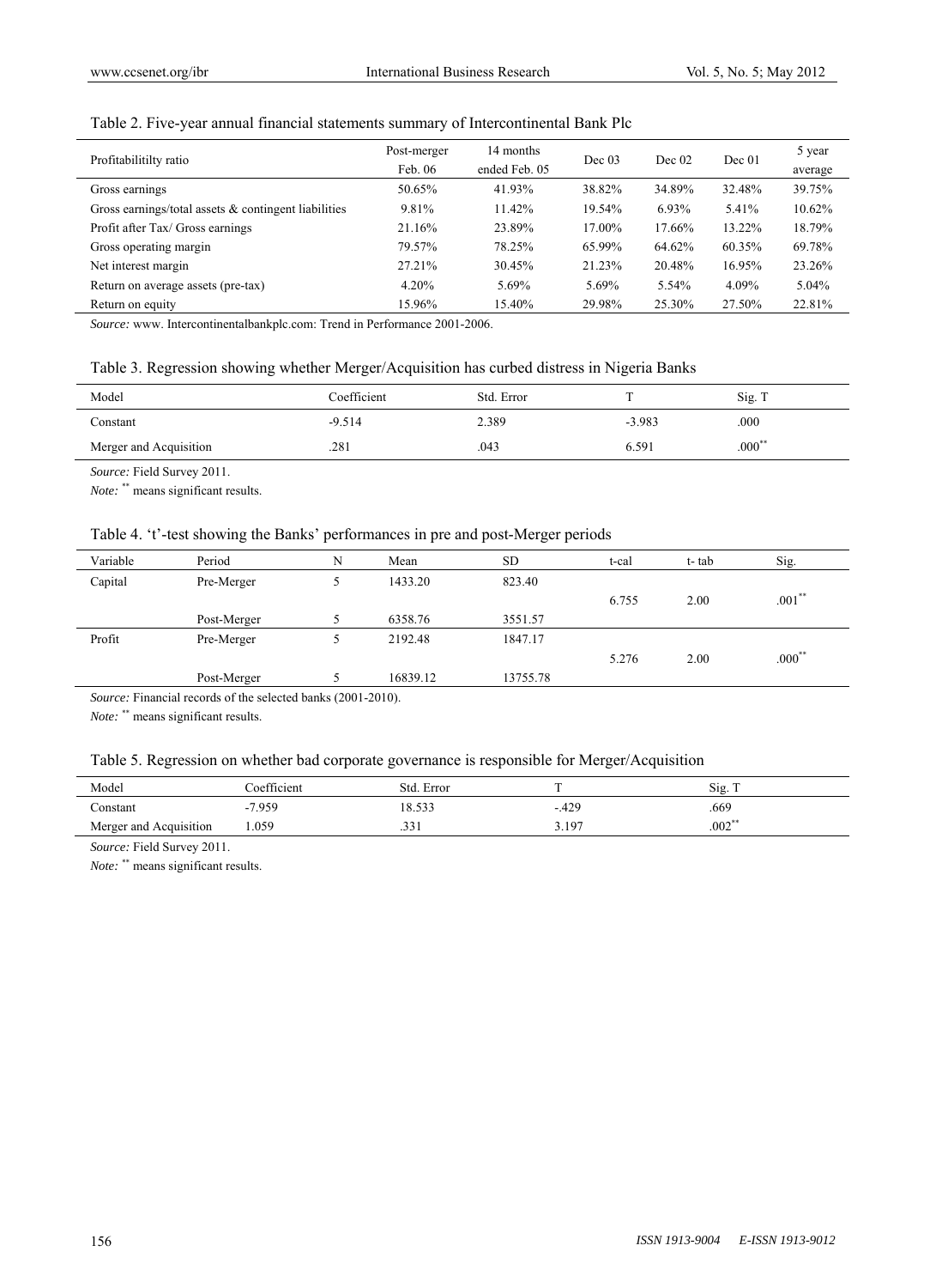Table 2. Five-year annual financial statements summary of Intercontinental Bank Plc

| Profitabilitilty ratio | Post-merger Feb. 06 | 14 months ended Feb. 05 | Dec 03 | Dec 02 | Dec 01 | 5 year average |
|---|---|---|---|---|---|---|
| Gross earnings | 50.65% | 41.93% | 38.82% | 34.89% | 32.48% | 39.75% |
| Gross earnings/total assets & contingent liabilities | 9.81% | 11.42% | 19.54% | 6.93% | 5.41% | 10.62% |
| Profit after Tax/ Gross earnings | 21.16% | 23.89% | 17.00% | 17.66% | 13.22% | 18.79% |
| Gross operating margin | 79.57% | 78.25% | 65.99% | 64.62% | 60.35% | 69.78% |
| Net interest margin | 27.21% | 30.45% | 21.23% | 20.48% | 16.95% | 23.26% |
| Return on average assets (pre-tax) | 4.20% | 5.69% | 5.69% | 5.54% | 4.09% | 5.04% |
| Return on equity | 15.96% | 15.40% | 29.98% | 25.30% | 27.50% | 22.81% |

*Source:* www. Intercontinentalbankplc.com: Trend in Performance 2001-2006.

Table 3. Regression showing whether Merger/Acquisition has curbed distress in Nigeria Banks

| Model | Coefficient | Std. Error | T | Sig. T |
|---|---|---|---|---|
| Constant | -9.514 | 2.389 | -3.983 | .000 |
| Merger and Acquisition | .281 | .043 | 6.591 | .000** |

*Source:* Field Survey 2011.

*Note:* ** means significant results.

Table 4. 't'-test showing the Banks' performances in pre and post-Merger periods

| Variable | Period | N | Mean | SD | t-cal | t- tab | Sig. |
|---|---|---|---|---|---|---|---|
| Capital | Pre-Merger | 5 | 1433.20 | 823.40 | 6.755 | 2.00 | .001** |
| | Post-Merger | 5 | 6358.76 | 3551.57 | | | |
| Profit | Pre-Merger | 5 | 2192.48 | 1847.17 | 5.276 | 2.00 | .000** |
| | Post-Merger | 5 | 16839.12 | 13755.78 | | | |

*Source:* Financial records of the selected banks (2001-2010).

*Note:* ** means significant results.

Table 5. Regression on whether bad corporate governance is responsible for Merger/Acquisition

| Model | Coefficient | Std. Error | T | Sig. T |
|---|---|---|---|---|
| Constant | -7.959 | 18.533 | -.429 | .669 |
| Merger and Acquisition | 1.059 | .331 | 3.197 | .002** |

*Source:* Field Survey 2011.

*Note:* ** means significant results.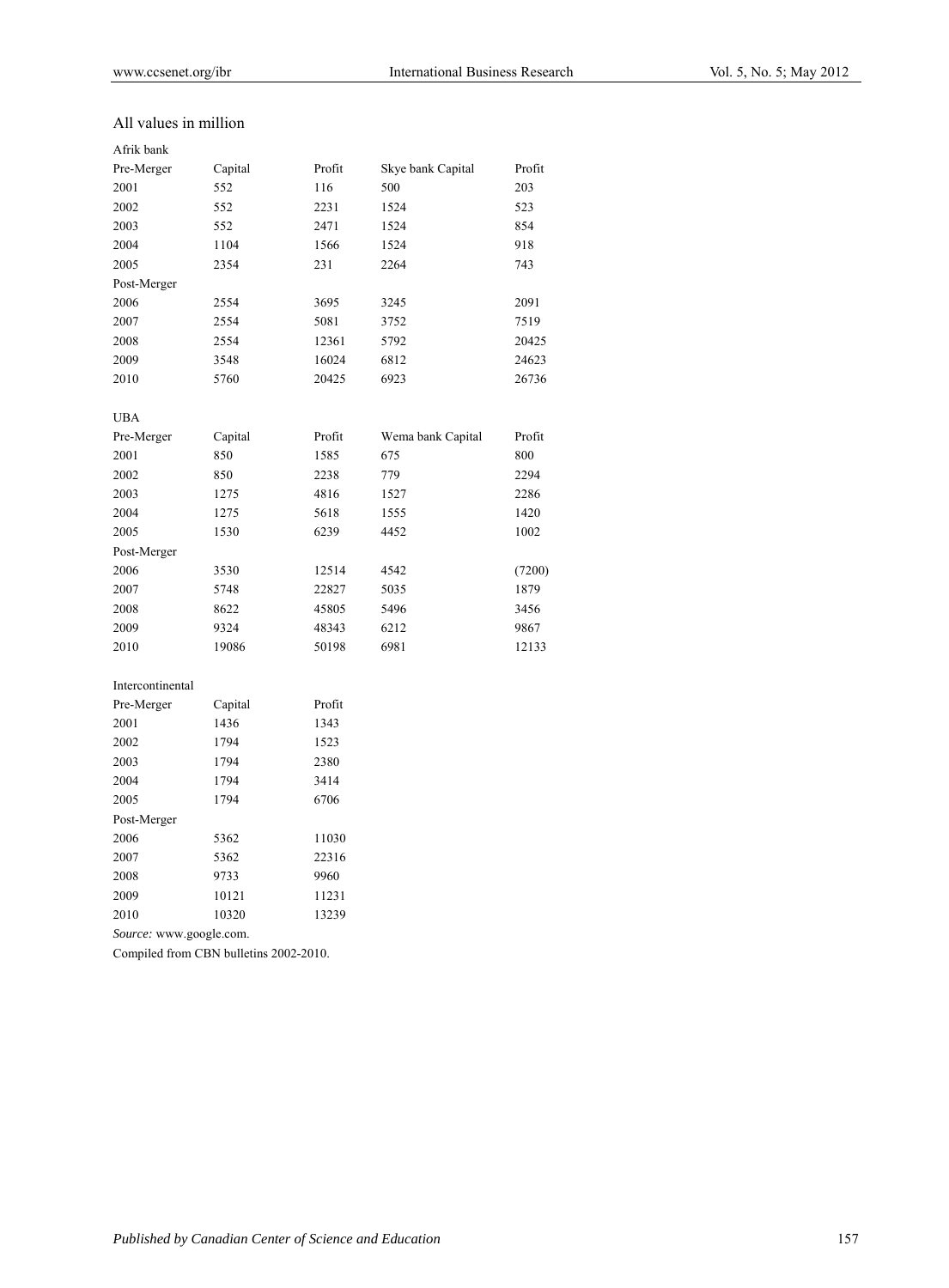All values in million

| Afrik bank | | | | |
|---|---|---|---|---|
| Pre-Merger | Capital | Profit | Skye bank Capital | Profit |
| 2001 | 552 | 116 | 500 | 203 |
| 2002 | 552 | 2231 | 1524 | 523 |
| 2003 | 552 | 2471 | 1524 | 854 |
| 2004 | 1104 | 1566 | 1524 | 918 |
| 2005 | 2354 | 231 | 2264 | 743 |
| Post-Merger | | | | |
| 2006 | 2554 | 3695 | 3245 | 2091 |
| 2007 | 2554 | 5081 | 3752 | 7519 |
| 2008 | 2554 | 12361 | 5792 | 20425 |
| 2009 | 3548 | 16024 | 6812 | 24623 |
| 2010 | 5760 | 20425 | 6923 | 26736 |

| UBA | | | | |
|---|---|---|---|---|
| Pre-Merger | Capital | Profit | Wema bank Capital | Profit |
| 2001 | 850 | 1585 | 675 | 800 |
| 2002 | 850 | 2238 | 779 | 2294 |
| 2003 | 1275 | 4816 | 1527 | 2286 |
| 2004 | 1275 | 5618 | 1555 | 1420 |
| 2005 | 1530 | 6239 | 4452 | 1002 |
| Post-Merger | | | | |
| 2006 | 3530 | 12514 | 4542 | (7200) |
| 2007 | 5748 | 22827 | 5035 | 1879 |
| 2008 | 8622 | 45805 | 5496 | 3456 |
| 2009 | 9324 | 48343 | 6212 | 9867 |
| 2010 | 19086 | 50198 | 6981 | 12133 |

| Intercontinental | | |
|---|---|---|
| Pre-Merger | Capital | Profit |
| 2001 | 1436 | 1343 |
| 2002 | 1794 | 1523 |
| 2003 | 1794 | 2380 |
| 2004 | 1794 | 3414 |
| 2005 | 1794 | 6706 |
| Post-Merger | | |
| 2006 | 5362 | 11030 |
| 2007 | 5362 | 22316 |
| 2008 | 9733 | 9960 |
| 2009 | 10121 | 11231 |
| 2010 | 10320 | 13239 |

*Source:* www.google.com.

Compiled from CBN bulletins 2002-2010.